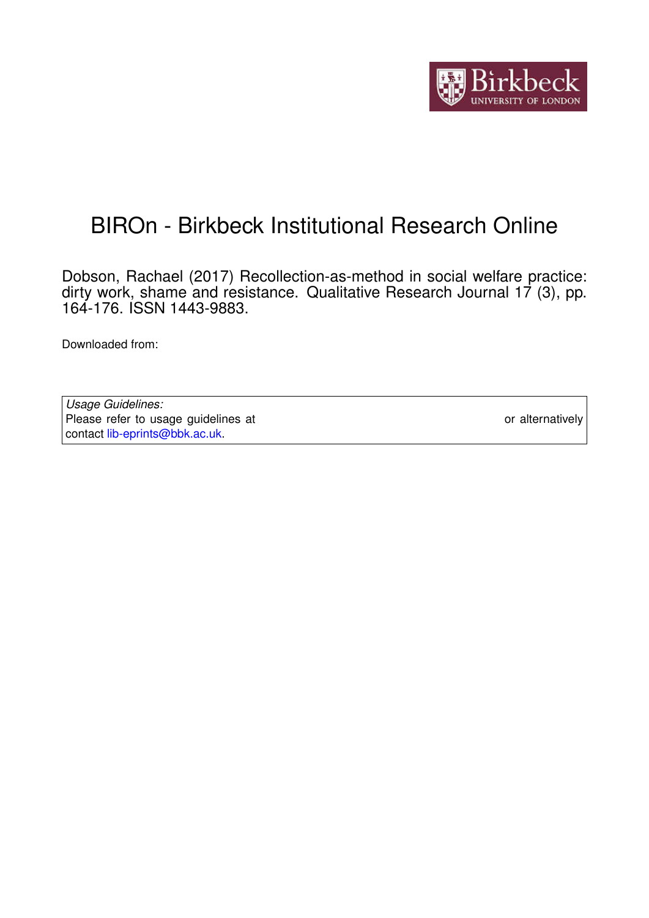# BIROn - Birkbeck Institutional Research Online

Dobson, Rachael (2017) Recollection-as-method in social welfare practice: dirty work, shame and resistance. Qualitative Research Journal 17 (3), pp. 164-176. ISSN 1443-9883.

Downloaded from:

*Usage Guidelines:*
Please refer to usage guidelines at or alternatively contact lib-eprints@bbk.ac.uk.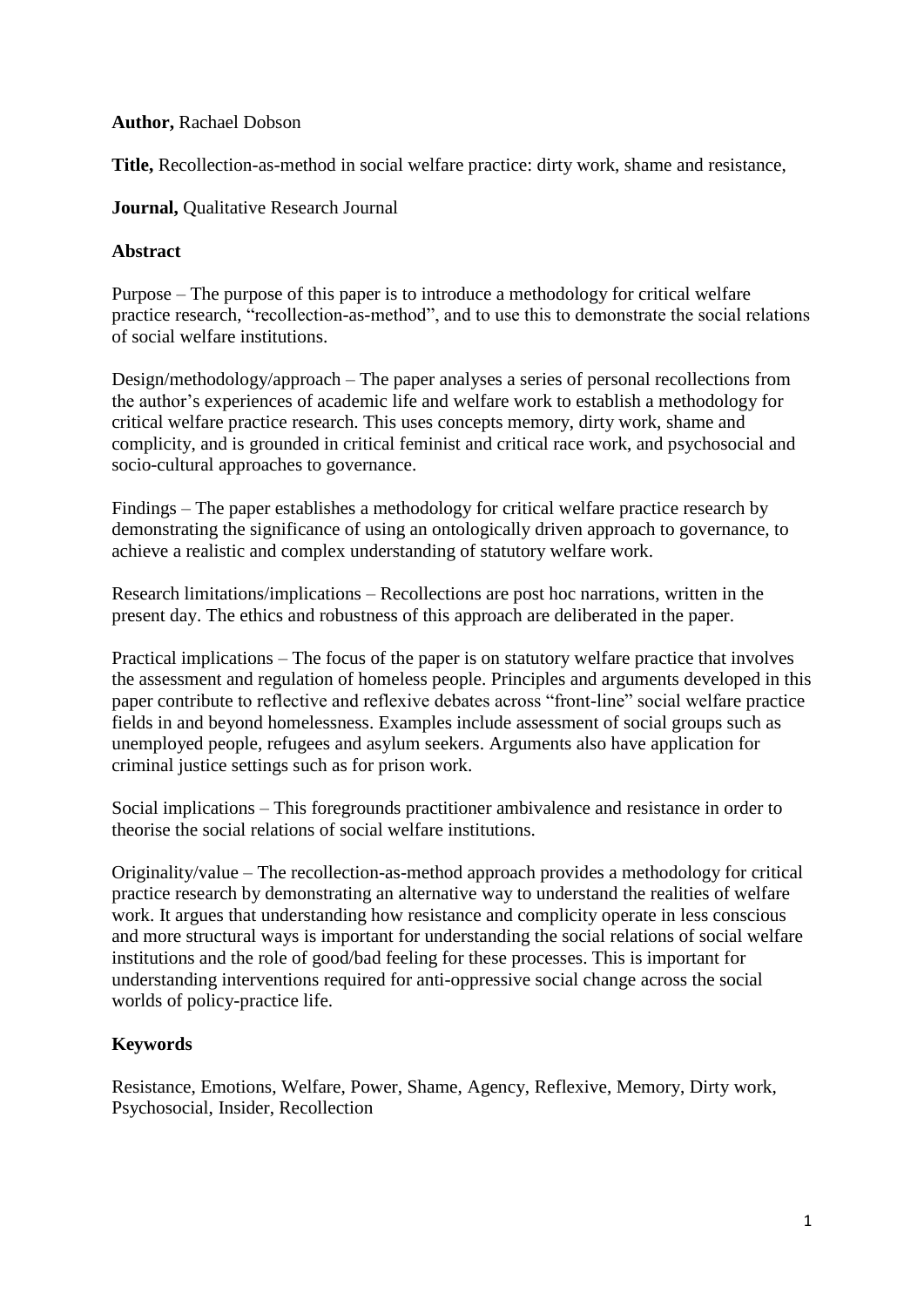**Author,** Rachael Dobson

**Title,** Recollection-as-method in social welfare practice: dirty work, shame and resistance,

**Journal,** Qualitative Research Journal

**Abstract**

Purpose – The purpose of this paper is to introduce a methodology for critical welfare practice research, "recollection-as-method", and to use this to demonstrate the social relations of social welfare institutions.

Design/methodology/approach – The paper analyses a series of personal recollections from the author's experiences of academic life and welfare work to establish a methodology for critical welfare practice research. This uses concepts memory, dirty work, shame and complicity, and is grounded in critical feminist and critical race work, and psychosocial and socio-cultural approaches to governance.

Findings – The paper establishes a methodology for critical welfare practice research by demonstrating the significance of using an ontologically driven approach to governance, to achieve a realistic and complex understanding of statutory welfare work.

Research limitations/implications – Recollections are post hoc narrations, written in the present day. The ethics and robustness of this approach are deliberated in the paper.

Practical implications – The focus of the paper is on statutory welfare practice that involves the assessment and regulation of homeless people. Principles and arguments developed in this paper contribute to reflective and reflexive debates across "front-line" social welfare practice fields in and beyond homelessness. Examples include assessment of social groups such as unemployed people, refugees and asylum seekers. Arguments also have application for criminal justice settings such as for prison work.

Social implications – This foregrounds practitioner ambivalence and resistance in order to theorise the social relations of social welfare institutions.

Originality/value – The recollection-as-method approach provides a methodology for critical practice research by demonstrating an alternative way to understand the realities of welfare work. It argues that understanding how resistance and complicity operate in less conscious and more structural ways is important for understanding the social relations of social welfare institutions and the role of good/bad feeling for these processes. This is important for understanding interventions required for anti-oppressive social change across the social worlds of policy-practice life.

**Keywords**

Resistance, Emotions, Welfare, Power, Shame, Agency, Reflexive, Memory, Dirty work, Psychosocial, Insider, Recollection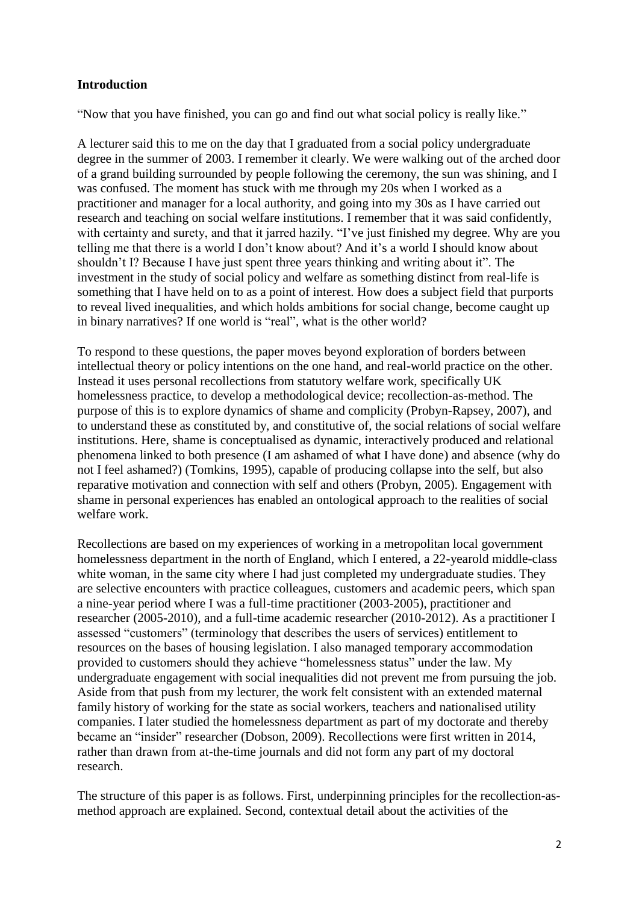## Introduction

"Now that you have finished, you can go and find out what social policy is really like."

A lecturer said this to me on the day that I graduated from a social policy undergraduate degree in the summer of 2003. I remember it clearly. We were walking out of the arched door of a grand building surrounded by people following the ceremony, the sun was shining, and I was confused. The moment has stuck with me through my 20s when I worked as a practitioner and manager for a local authority, and going into my 30s as I have carried out research and teaching on social welfare institutions. I remember that it was said confidently, with certainty and surety, and that it jarred hazily. "I've just finished my degree. Why are you telling me that there is a world I don't know about? And it's a world I should know about shouldn't I? Because I have just spent three years thinking and writing about it". The investment in the study of social policy and welfare as something distinct from real-life is something that I have held on to as a point of interest. How does a subject field that purports to reveal lived inequalities, and which holds ambitions for social change, become caught up in binary narratives? If one world is "real", what is the other world?

To respond to these questions, the paper moves beyond exploration of borders between intellectual theory or policy intentions on the one hand, and real-world practice on the other. Instead it uses personal recollections from statutory welfare work, specifically UK homelessness practice, to develop a methodological device; recollection-as-method. The purpose of this is to explore dynamics of shame and complicity (Probyn-Rapsey, 2007), and to understand these as constituted by, and constitutive of, the social relations of social welfare institutions. Here, shame is conceptualised as dynamic, interactively produced and relational phenomena linked to both presence (I am ashamed of what I have done) and absence (why do not I feel ashamed?) (Tomkins, 1995), capable of producing collapse into the self, but also reparative motivation and connection with self and others (Probyn, 2005). Engagement with shame in personal experiences has enabled an ontological approach to the realities of social welfare work.

Recollections are based on my experiences of working in a metropolitan local government homelessness department in the north of England, which I entered, a 22-yearold middle-class white woman, in the same city where I had just completed my undergraduate studies. They are selective encounters with practice colleagues, customers and academic peers, which span a nine-year period where I was a full-time practitioner (2003-2005), practitioner and researcher (2005-2010), and a full-time academic researcher (2010-2012). As a practitioner I assessed "customers" (terminology that describes the users of services) entitlement to resources on the bases of housing legislation. I also managed temporary accommodation provided to customers should they achieve "homelessness status" under the law. My undergraduate engagement with social inequalities did not prevent me from pursuing the job. Aside from that push from my lecturer, the work felt consistent with an extended maternal family history of working for the state as social workers, teachers and nationalised utility companies. I later studied the homelessness department as part of my doctorate and thereby became an "insider" researcher (Dobson, 2009). Recollections were first written in 2014, rather than drawn from at-the-time journals and did not form any part of my doctoral research.

The structure of this paper is as follows. First, underpinning principles for the recollection-as-method approach are explained. Second, contextual detail about the activities of the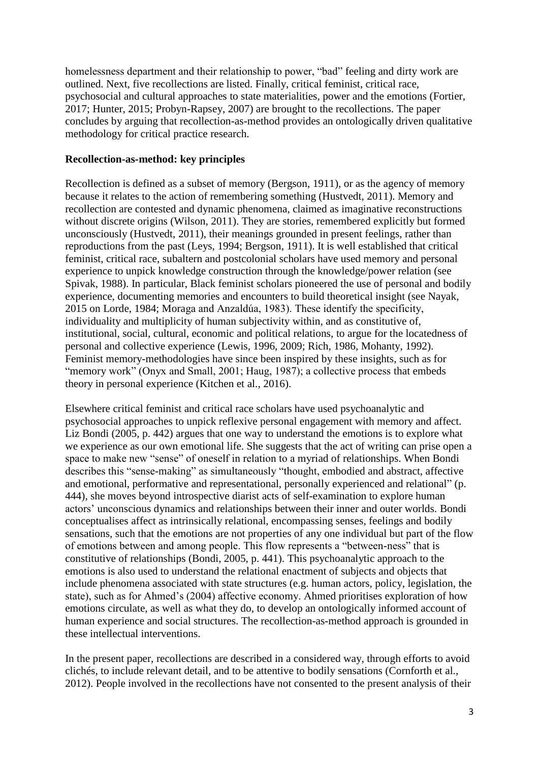homelessness department and their relationship to power, "bad" feeling and dirty work are outlined. Next, five recollections are listed. Finally, critical feminist, critical race, psychosocial and cultural approaches to state materialities, power and the emotions (Fortier, 2017; Hunter, 2015; Probyn-Rapsey, 2007) are brought to the recollections. The paper concludes by arguing that recollection-as-method provides an ontologically driven qualitative methodology for critical practice research.

**Recollection-as-method: key principles**

Recollection is defined as a subset of memory (Bergson, 1911), or as the agency of memory because it relates to the action of remembering something (Hustvedt, 2011). Memory and recollection are contested and dynamic phenomena, claimed as imaginative reconstructions without discrete origins (Wilson, 2011). They are stories, remembered explicitly but formed unconsciously (Hustvedt, 2011), their meanings grounded in present feelings, rather than reproductions from the past (Leys, 1994; Bergson, 1911). It is well established that critical feminist, critical race, subaltern and postcolonial scholars have used memory and personal experience to unpick knowledge construction through the knowledge/power relation (see Spivak, 1988). In particular, Black feminist scholars pioneered the use of personal and bodily experience, documenting memories and encounters to build theoretical insight (see Nayak, 2015 on Lorde, 1984; Moraga and Anzaldúa, 1983). These identify the specificity, individuality and multiplicity of human subjectivity within, and as constitutive of, institutional, social, cultural, economic and political relations, to argue for the locatedness of personal and collective experience (Lewis, 1996, 2009; Rich, 1986, Mohanty, 1992). Feminist memory-methodologies have since been inspired by these insights, such as for "memory work" (Onyx and Small, 2001; Haug, 1987); a collective process that embeds theory in personal experience (Kitchen et al., 2016).

Elsewhere critical feminist and critical race scholars have used psychoanalytic and psychosocial approaches to unpick reflexive personal engagement with memory and affect. Liz Bondi (2005, p. 442) argues that one way to understand the emotions is to explore what we experience as our own emotional life. She suggests that the act of writing can prise open a space to make new "sense" of oneself in relation to a myriad of relationships. When Bondi describes this "sense-making" as simultaneously "thought, embodied and abstract, affective and emotional, performative and representational, personally experienced and relational" (p. 444), she moves beyond introspective diarist acts of self-examination to explore human actors' unconscious dynamics and relationships between their inner and outer worlds. Bondi conceptualises affect as intrinsically relational, encompassing senses, feelings and bodily sensations, such that the emotions are not properties of any one individual but part of the flow of emotions between and among people. This flow represents a "between-ness" that is constitutive of relationships (Bondi, 2005, p. 441). This psychoanalytic approach to the emotions is also used to understand the relational enactment of subjects and objects that include phenomena associated with state structures (e.g. human actors, policy, legislation, the state), such as for Ahmed's (2004) affective economy. Ahmed prioritises exploration of how emotions circulate, as well as what they do, to develop an ontologically informed account of human experience and social structures. The recollection-as-method approach is grounded in these intellectual interventions.

In the present paper, recollections are described in a considered way, through efforts to avoid clichés, to include relevant detail, and to be attentive to bodily sensations (Cornforth et al., 2012). People involved in the recollections have not consented to the present analysis of their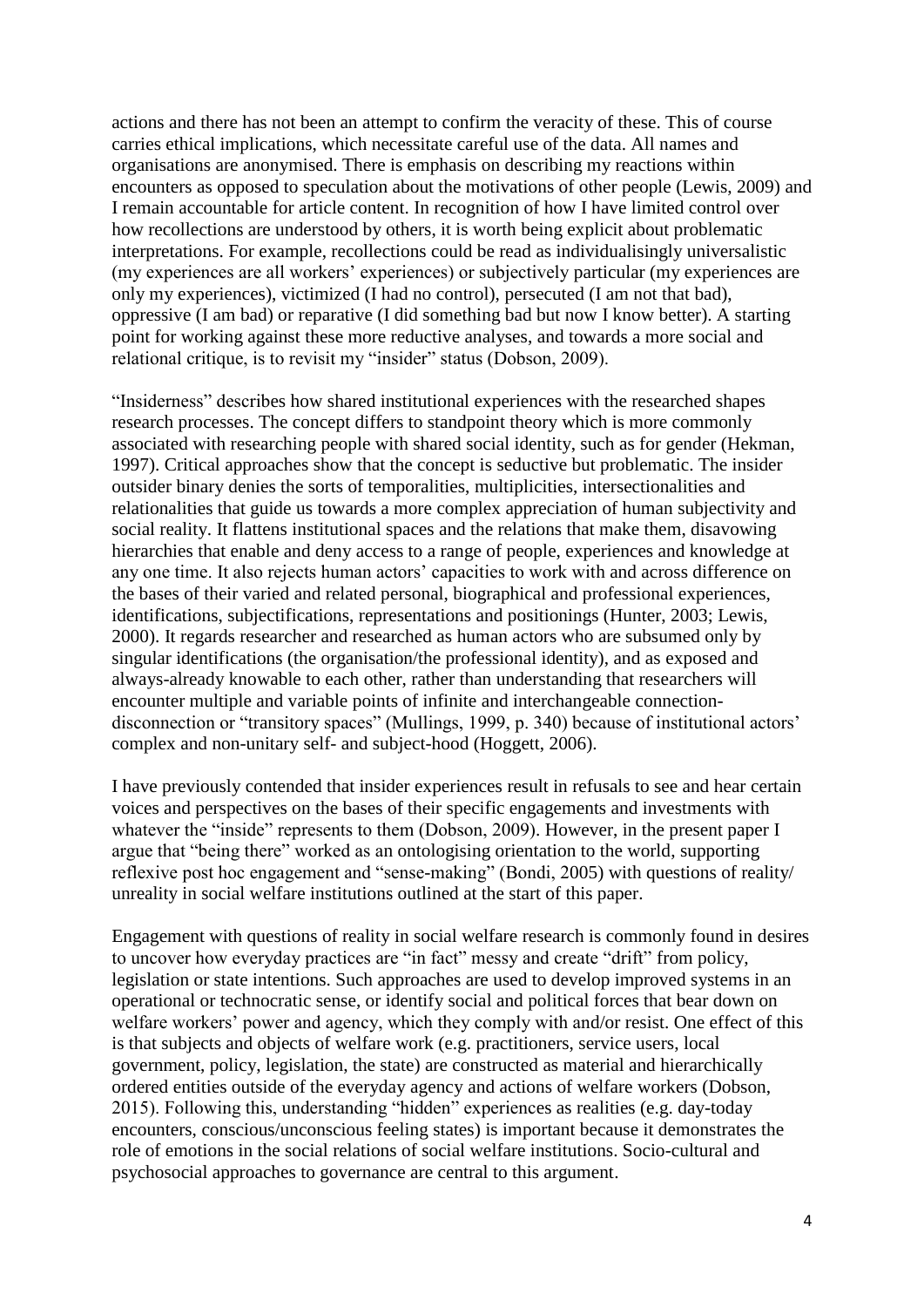actions and there has not been an attempt to confirm the veracity of these. This of course carries ethical implications, which necessitate careful use of the data. All names and organisations are anonymised. There is emphasis on describing my reactions within encounters as opposed to speculation about the motivations of other people (Lewis, 2009) and I remain accountable for article content. In recognition of how I have limited control over how recollections are understood by others, it is worth being explicit about problematic interpretations. For example, recollections could be read as individualisingly universalistic (my experiences are all workers' experiences) or subjectively particular (my experiences are only my experiences), victimized (I had no control), persecuted (I am not that bad), oppressive (I am bad) or reparative (I did something bad but now I know better). A starting point for working against these more reductive analyses, and towards a more social and relational critique, is to revisit my "insider" status (Dobson, 2009).

"Insiderness" describes how shared institutional experiences with the researched shapes research processes. The concept differs to standpoint theory which is more commonly associated with researching people with shared social identity, such as for gender (Hekman, 1997). Critical approaches show that the concept is seductive but problematic. The insider outsider binary denies the sorts of temporalities, multiplicities, intersectionalities and relationalities that guide us towards a more complex appreciation of human subjectivity and social reality. It flattens institutional spaces and the relations that make them, disavowing hierarchies that enable and deny access to a range of people, experiences and knowledge at any one time. It also rejects human actors' capacities to work with and across difference on the bases of their varied and related personal, biographical and professional experiences, identifications, subjectifications, representations and positionings (Hunter, 2003; Lewis, 2000). It regards researcher and researched as human actors who are subsumed only by singular identifications (the organisation/the professional identity), and as exposed and always-already knowable to each other, rather than understanding that researchers will encounter multiple and variable points of infinite and interchangeable connection-disconnection or "transitory spaces" (Mullings, 1999, p. 340) because of institutional actors' complex and non-unitary self- and subject-hood (Hoggett, 2006).

I have previously contended that insider experiences result in refusals to see and hear certain voices and perspectives on the bases of their specific engagements and investments with whatever the "inside" represents to them (Dobson, 2009). However, in the present paper I argue that "being there" worked as an ontologising orientation to the world, supporting reflexive post hoc engagement and "sense-making" (Bondi, 2005) with questions of reality/ unreality in social welfare institutions outlined at the start of this paper.

Engagement with questions of reality in social welfare research is commonly found in desires to uncover how everyday practices are "in fact" messy and create "drift" from policy, legislation or state intentions. Such approaches are used to develop improved systems in an operational or technocratic sense, or identify social and political forces that bear down on welfare workers' power and agency, which they comply with and/or resist. One effect of this is that subjects and objects of welfare work (e.g. practitioners, service users, local government, policy, legislation, the state) are constructed as material and hierarchically ordered entities outside of the everyday agency and actions of welfare workers (Dobson, 2015). Following this, understanding "hidden" experiences as realities (e.g. day-today encounters, conscious/unconscious feeling states) is important because it demonstrates the role of emotions in the social relations of social welfare institutions. Socio-cultural and psychosocial approaches to governance are central to this argument.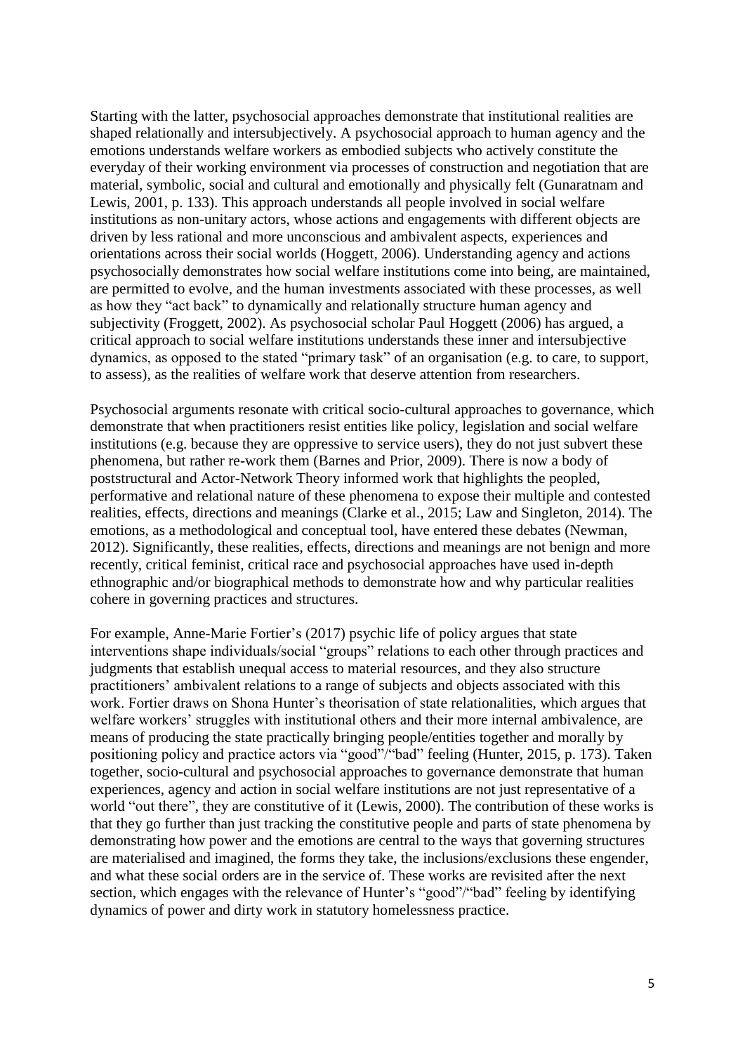Starting with the latter, psychosocial approaches demonstrate that institutional realities are shaped relationally and intersubjectively. A psychosocial approach to human agency and the emotions understands welfare workers as embodied subjects who actively constitute the everyday of their working environment via processes of construction and negotiation that are material, symbolic, social and cultural and emotionally and physically felt (Gunaratnam and Lewis, 2001, p. 133). This approach understands all people involved in social welfare institutions as non-unitary actors, whose actions and engagements with different objects are driven by less rational and more unconscious and ambivalent aspects, experiences and orientations across their social worlds (Hoggett, 2006). Understanding agency and actions psychosocially demonstrates how social welfare institutions come into being, are maintained, are permitted to evolve, and the human investments associated with these processes, as well as how they "act back" to dynamically and relationally structure human agency and subjectivity (Froggett, 2002). As psychosocial scholar Paul Hoggett (2006) has argued, a critical approach to social welfare institutions understands these inner and intersubjective dynamics, as opposed to the stated "primary task" of an organisation (e.g. to care, to support, to assess), as the realities of welfare work that deserve attention from researchers.

Psychosocial arguments resonate with critical socio-cultural approaches to governance, which demonstrate that when practitioners resist entities like policy, legislation and social welfare institutions (e.g. because they are oppressive to service users), they do not just subvert these phenomena, but rather re-work them (Barnes and Prior, 2009). There is now a body of poststructural and Actor-Network Theory informed work that highlights the peopled, performative and relational nature of these phenomena to expose their multiple and contested realities, effects, directions and meanings (Clarke et al., 2015; Law and Singleton, 2014). The emotions, as a methodological and conceptual tool, have entered these debates (Newman, 2012). Significantly, these realities, effects, directions and meanings are not benign and more recently, critical feminist, critical race and psychosocial approaches have used in-depth ethnographic and/or biographical methods to demonstrate how and why particular realities cohere in governing practices and structures.

For example, Anne-Marie Fortier's (2017) psychic life of policy argues that state interventions shape individuals/social "groups" relations to each other through practices and judgments that establish unequal access to material resources, and they also structure practitioners' ambivalent relations to a range of subjects and objects associated with this work. Fortier draws on Shona Hunter's theorisation of state relationalities, which argues that welfare workers' struggles with institutional others and their more internal ambivalence, are means of producing the state practically bringing people/entities together and morally by positioning policy and practice actors via "good"/"bad" feeling (Hunter, 2015, p. 173). Taken together, socio-cultural and psychosocial approaches to governance demonstrate that human experiences, agency and action in social welfare institutions are not just representative of a world "out there", they are constitutive of it (Lewis, 2000). The contribution of these works is that they go further than just tracking the constitutive people and parts of state phenomena by demonstrating how power and the emotions are central to the ways that governing structures are materialised and imagined, the forms they take, the inclusions/exclusions these engender, and what these social orders are in the service of. These works are revisited after the next section, which engages with the relevance of Hunter's "good"/"bad" feeling by identifying dynamics of power and dirty work in statutory homelessness practice.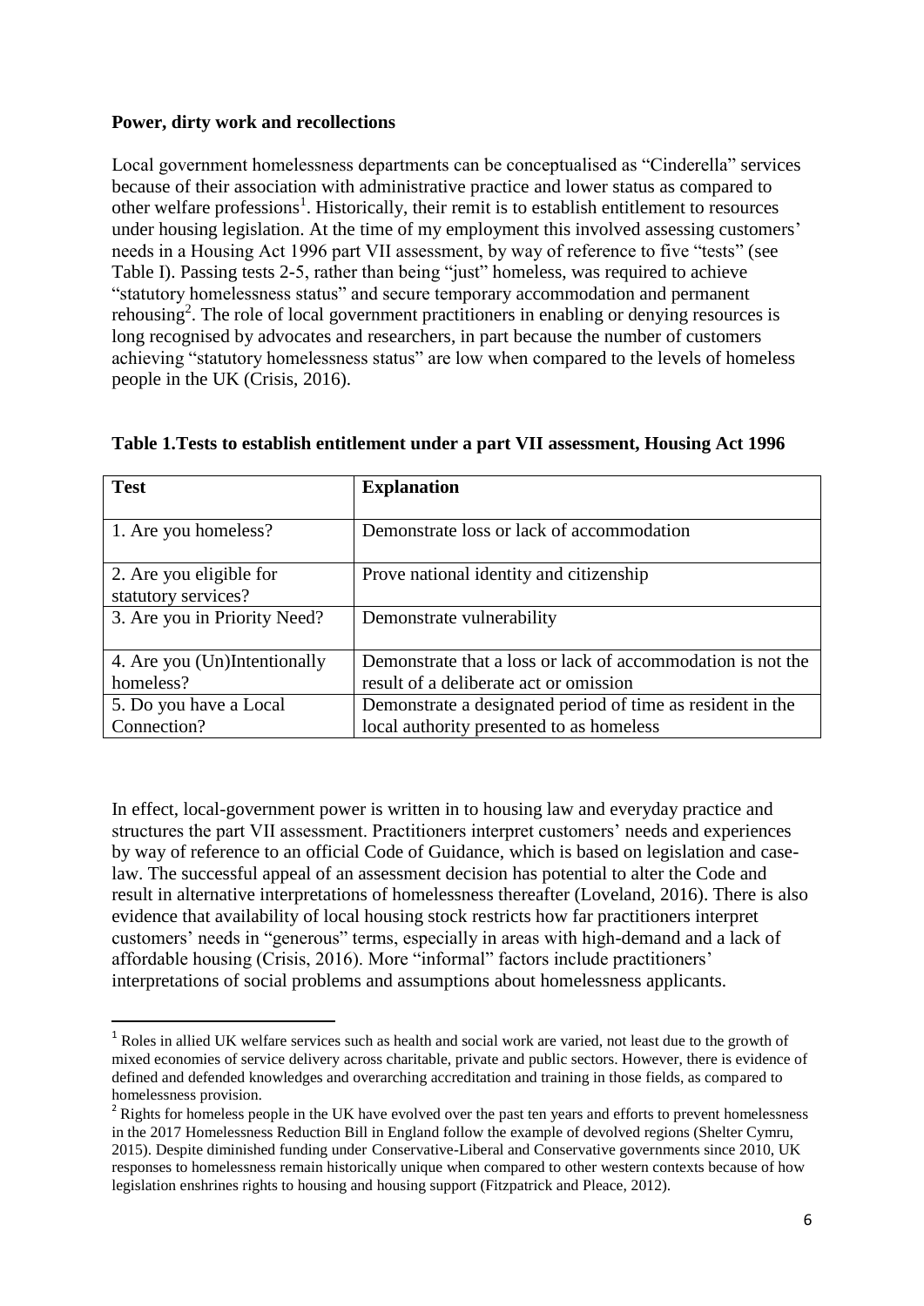**Power, dirty work and recollections**

Local government homelessness departments can be conceptualised as "Cinderella" services because of their association with administrative practice and lower status as compared to other welfare professions[1]. Historically, their remit is to establish entitlement to resources under housing legislation. At the time of my employment this involved assessing customers' needs in a Housing Act 1996 part VII assessment, by way of reference to five "tests" (see Table I). Passing tests 2-5, rather than being "just" homeless, was required to achieve "statutory homelessness status" and secure temporary accommodation and permanent rehousing[2]. The role of local government practitioners in enabling or denying resources is long recognised by advocates and researchers, in part because the number of customers achieving "statutory homelessness status" are low when compared to the levels of homeless people in the UK (Crisis, 2016).

**Table 1.Tests to establish entitlement under a part VII assessment, Housing Act 1996**

| Test | Explanation |
| --- | --- |
| 1. Are you homeless? | Demonstrate loss or lack of accommodation |
| 2. Are you eligible for statutory services? | Prove national identity and citizenship |
| 3. Are you in Priority Need? | Demonstrate vulnerability |
| 4. Are you (Un)Intentionally homeless? | Demonstrate that a loss or lack of accommodation is not the result of a deliberate act or omission |
| 5. Do you have a Local Connection? | Demonstrate a designated period of time as resident in the local authority presented to as homeless |

In effect, local-government power is written in to housing law and everyday practice and structures the part VII assessment. Practitioners interpret customers' needs and experiences by way of reference to an official Code of Guidance, which is based on legislation and case-law. The successful appeal of an assessment decision has potential to alter the Code and result in alternative interpretations of homelessness thereafter (Loveland, 2016). There is also evidence that availability of local housing stock restricts how far practitioners interpret customers' needs in "generous" terms, especially in areas with high-demand and a lack of affordable housing (Crisis, 2016). More "informal" factors include practitioners' interpretations of social problems and assumptions about homelessness applicants.

[1] Roles in allied UK welfare services such as health and social work are varied, not least due to the growth of mixed economies of service delivery across charitable, private and public sectors. However, there is evidence of defined and defended knowledges and overarching accreditation and training in those fields, as compared to homelessness provision.

[2] Rights for homeless people in the UK have evolved over the past ten years and efforts to prevent homelessness in the 2017 Homelessness Reduction Bill in England follow the example of devolved regions (Shelter Cymru, 2015). Despite diminished funding under Conservative-Liberal and Conservative governments since 2010, UK responses to homelessness remain historically unique when compared to other western contexts because of how legislation enshrines rights to housing and housing support (Fitzpatrick and Pleace, 2012).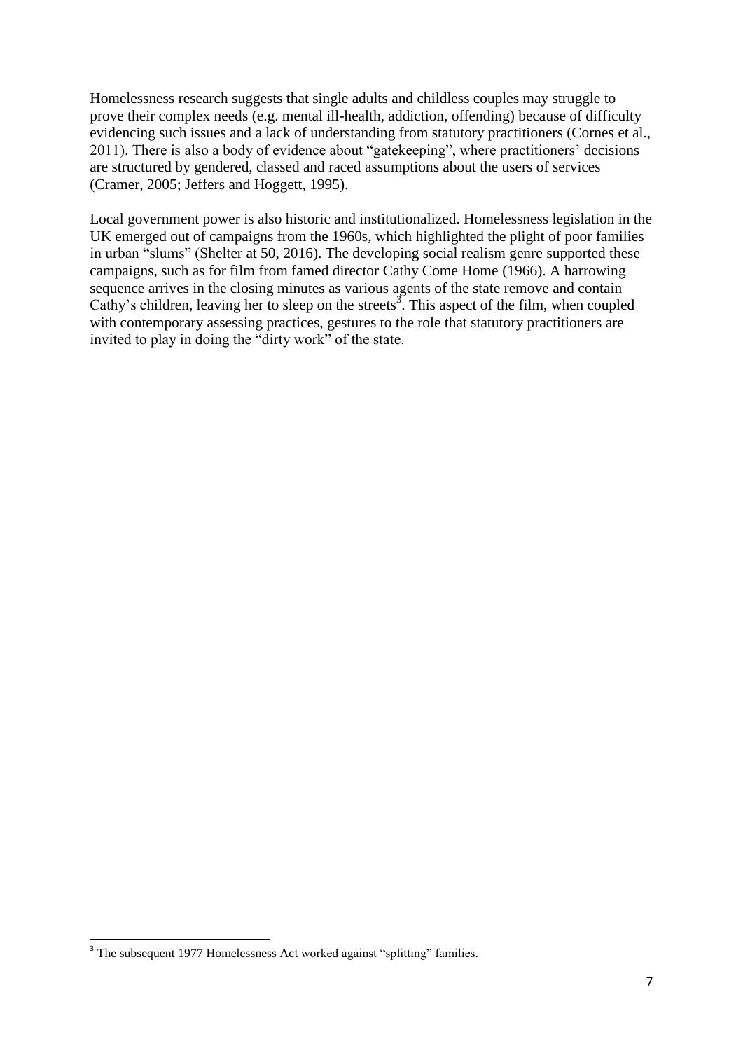Homelessness research suggests that single adults and childless couples may struggle to prove their complex needs (e.g. mental ill-health, addiction, offending) because of difficulty evidencing such issues and a lack of understanding from statutory practitioners (Cornes et al., 2011). There is also a body of evidence about "gatekeeping", where practitioners' decisions are structured by gendered, classed and raced assumptions about the users of services (Cramer, 2005; Jeffers and Hoggett, 1995).

Local government power is also historic and institutionalized. Homelessness legislation in the UK emerged out of campaigns from the 1960s, which highlighted the plight of poor families in urban "slums" (Shelter at 50, 2016). The developing social realism genre supported these campaigns, such as for film from famed director Cathy Come Home (1966). A harrowing sequence arrives in the closing minutes as various agents of the state remove and contain Cathy's children, leaving her to sleep on the streets[3]. This aspect of the film, when coupled with contemporary assessing practices, gestures to the role that statutory practitioners are invited to play in doing the "dirty work" of the state.

[3] The subsequent 1977 Homelessness Act worked against "splitting" families.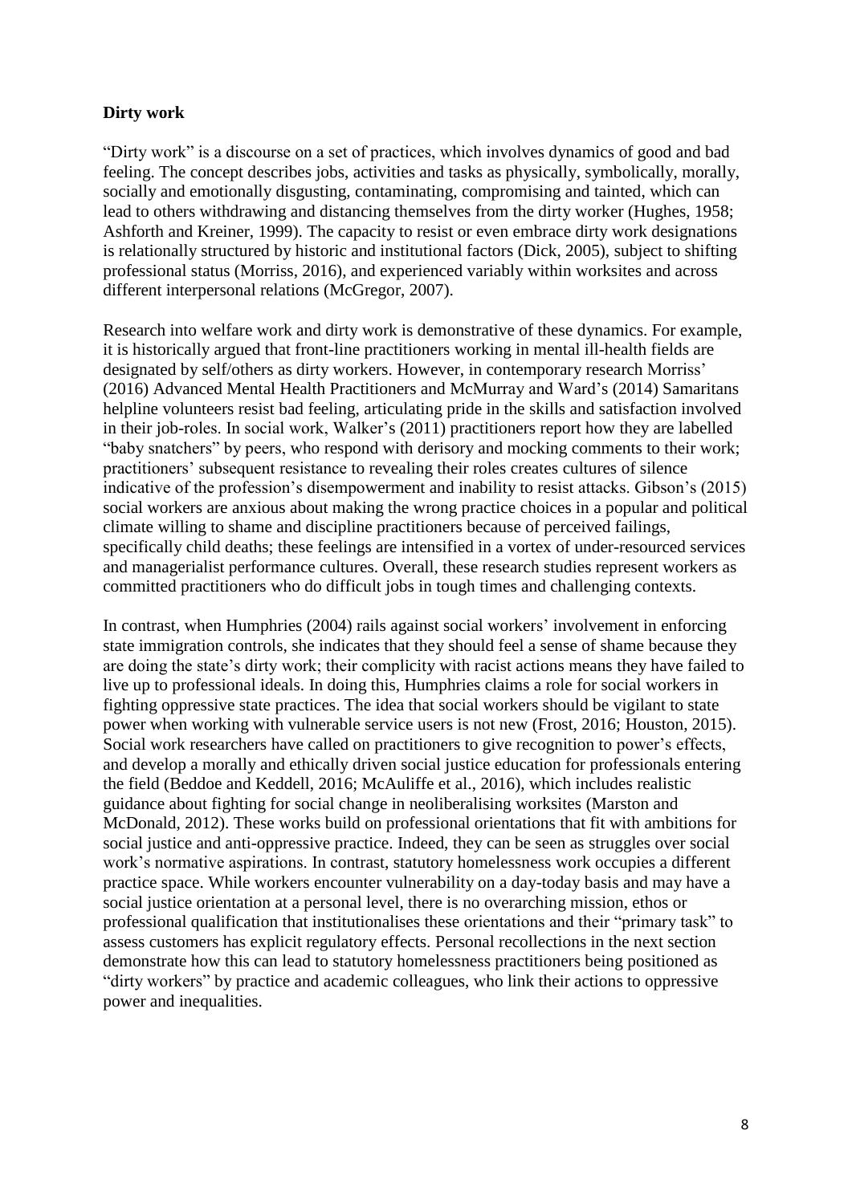**Dirty work**

"Dirty work" is a discourse on a set of practices, which involves dynamics of good and bad feeling. The concept describes jobs, activities and tasks as physically, symbolically, morally, socially and emotionally disgusting, contaminating, compromising and tainted, which can lead to others withdrawing and distancing themselves from the dirty worker (Hughes, 1958; Ashforth and Kreiner, 1999). The capacity to resist or even embrace dirty work designations is relationally structured by historic and institutional factors (Dick, 2005), subject to shifting professional status (Morriss, 2016), and experienced variably within worksites and across different interpersonal relations (McGregor, 2007).

Research into welfare work and dirty work is demonstrative of these dynamics. For example, it is historically argued that front-line practitioners working in mental ill-health fields are designated by self/others as dirty workers. However, in contemporary research Morriss' (2016) Advanced Mental Health Practitioners and McMurray and Ward's (2014) Samaritans helpline volunteers resist bad feeling, articulating pride in the skills and satisfaction involved in their job-roles. In social work, Walker's (2011) practitioners report how they are labelled "baby snatchers" by peers, who respond with derisory and mocking comments to their work; practitioners' subsequent resistance to revealing their roles creates cultures of silence indicative of the profession's disempowerment and inability to resist attacks. Gibson's (2015) social workers are anxious about making the wrong practice choices in a popular and political climate willing to shame and discipline practitioners because of perceived failings, specifically child deaths; these feelings are intensified in a vortex of under-resourced services and managerialist performance cultures. Overall, these research studies represent workers as committed practitioners who do difficult jobs in tough times and challenging contexts.

In contrast, when Humphries (2004) rails against social workers' involvement in enforcing state immigration controls, she indicates that they should feel a sense of shame because they are doing the state's dirty work; their complicity with racist actions means they have failed to live up to professional ideals. In doing this, Humphries claims a role for social workers in fighting oppressive state practices. The idea that social workers should be vigilant to state power when working with vulnerable service users is not new (Frost, 2016; Houston, 2015). Social work researchers have called on practitioners to give recognition to power's effects, and develop a morally and ethically driven social justice education for professionals entering the field (Beddoe and Keddell, 2016; McAuliffe et al., 2016), which includes realistic guidance about fighting for social change in neoliberalising worksites (Marston and McDonald, 2012). These works build on professional orientations that fit with ambitions for social justice and anti-oppressive practice. Indeed, they can be seen as struggles over social work's normative aspirations. In contrast, statutory homelessness work occupies a different practice space. While workers encounter vulnerability on a day-today basis and may have a social justice orientation at a personal level, there is no overarching mission, ethos or professional qualification that institutionalises these orientations and their "primary task" to assess customers has explicit regulatory effects. Personal recollections in the next section demonstrate how this can lead to statutory homelessness practitioners being positioned as "dirty workers" by practice and academic colleagues, who link their actions to oppressive power and inequalities.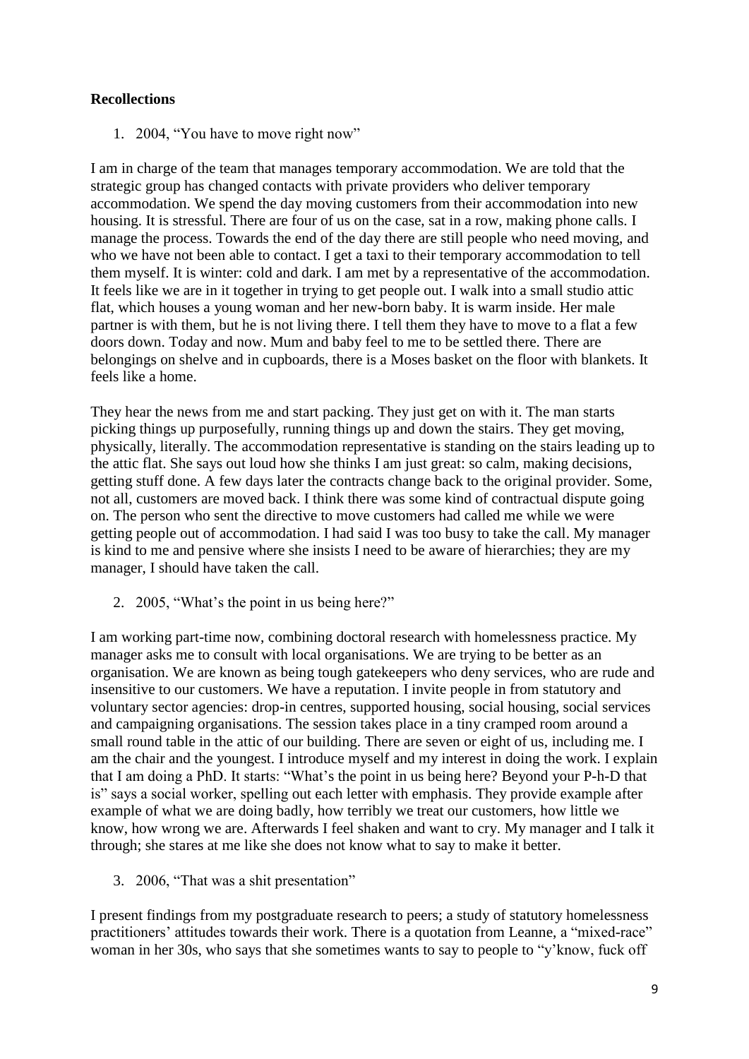**Recollections**

1. 2004, "You have to move right now"

I am in charge of the team that manages temporary accommodation. We are told that the strategic group has changed contacts with private providers who deliver temporary accommodation. We spend the day moving customers from their accommodation into new housing. It is stressful. There are four of us on the case, sat in a row, making phone calls. I manage the process. Towards the end of the day there are still people who need moving, and who we have not been able to contact. I get a taxi to their temporary accommodation to tell them myself. It is winter: cold and dark. I am met by a representative of the accommodation. It feels like we are in it together in trying to get people out. I walk into a small studio attic flat, which houses a young woman and her new-born baby. It is warm inside. Her male partner is with them, but he is not living there. I tell them they have to move to a flat a few doors down. Today and now. Mum and baby feel to me to be settled there. There are belongings on shelve and in cupboards, there is a Moses basket on the floor with blankets. It feels like a home.

They hear the news from me and start packing. They just get on with it. The man starts picking things up purposefully, running things up and down the stairs. They get moving, physically, literally. The accommodation representative is standing on the stairs leading up to the attic flat. She says out loud how she thinks I am just great: so calm, making decisions, getting stuff done. A few days later the contracts change back to the original provider. Some, not all, customers are moved back. I think there was some kind of contractual dispute going on. The person who sent the directive to move customers had called me while we were getting people out of accommodation. I had said I was too busy to take the call. My manager is kind to me and pensive where she insists I need to be aware of hierarchies; they are my manager, I should have taken the call.

2. 2005, "What's the point in us being here?"

I am working part-time now, combining doctoral research with homelessness practice. My manager asks me to consult with local organisations. We are trying to be better as an organisation. We are known as being tough gatekeepers who deny services, who are rude and insensitive to our customers. We have a reputation. I invite people in from statutory and voluntary sector agencies: drop-in centres, supported housing, social housing, social services and campaigning organisations. The session takes place in a tiny cramped room around a small round table in the attic of our building. There are seven or eight of us, including me. I am the chair and the youngest. I introduce myself and my interest in doing the work. I explain that I am doing a PhD. It starts: "What's the point in us being here? Beyond your P-h-D that is" says a social worker, spelling out each letter with emphasis. They provide example after example of what we are doing badly, how terribly we treat our customers, how little we know, how wrong we are. Afterwards I feel shaken and want to cry. My manager and I talk it through; she stares at me like she does not know what to say to make it better.

3. 2006, "That was a shit presentation"

I present findings from my postgraduate research to peers; a study of statutory homelessness practitioners' attitudes towards their work. There is a quotation from Leanne, a "mixed-race" woman in her 30s, who says that she sometimes wants to say to people to "y'know, fuck off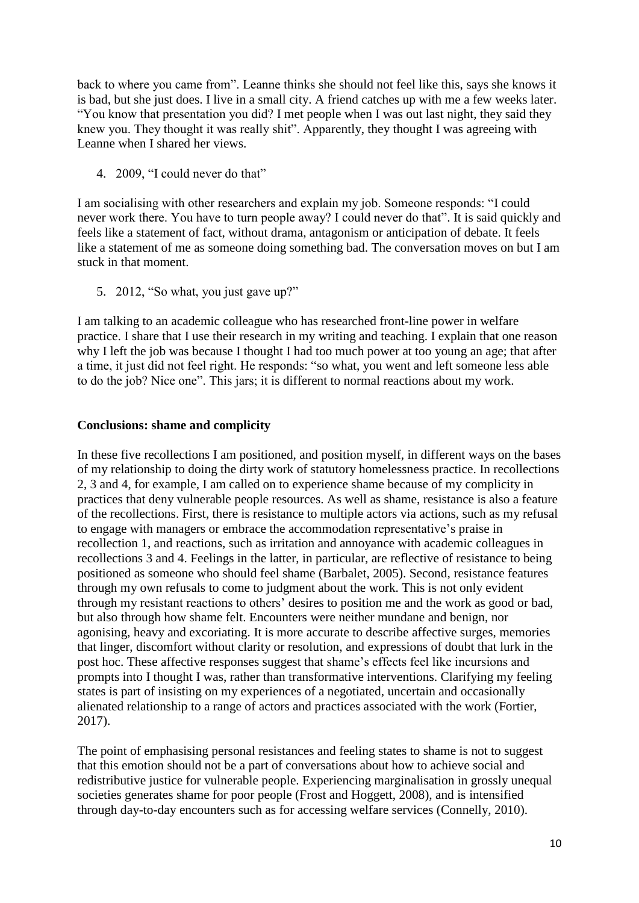back to where you came from". Leanne thinks she should not feel like this, says she knows it is bad, but she just does. I live in a small city. A friend catches up with me a few weeks later. "You know that presentation you did? I met people when I was out last night, they said they knew you. They thought it was really shit". Apparently, they thought I was agreeing with Leanne when I shared her views.

4. 2009, "I could never do that"

I am socialising with other researchers and explain my job. Someone responds: "I could never work there. You have to turn people away? I could never do that". It is said quickly and feels like a statement of fact, without drama, antagonism or anticipation of debate. It feels like a statement of me as someone doing something bad. The conversation moves on but I am stuck in that moment.

5. 2012, "So what, you just gave up?"

I am talking to an academic colleague who has researched front-line power in welfare practice. I share that I use their research in my writing and teaching. I explain that one reason why I left the job was because I thought I had too much power at too young an age; that after a time, it just did not feel right. He responds: "so what, you went and left someone less able to do the job? Nice one". This jars; it is different to normal reactions about my work.

## Conclusions: shame and complicity

In these five recollections I am positioned, and position myself, in different ways on the bases of my relationship to doing the dirty work of statutory homelessness practice. In recollections 2, 3 and 4, for example, I am called on to experience shame because of my complicity in practices that deny vulnerable people resources. As well as shame, resistance is also a feature of the recollections. First, there is resistance to multiple actors via actions, such as my refusal to engage with managers or embrace the accommodation representative's praise in recollection 1, and reactions, such as irritation and annoyance with academic colleagues in recollections 3 and 4. Feelings in the latter, in particular, are reflective of resistance to being positioned as someone who should feel shame (Barbalet, 2005). Second, resistance features through my own refusals to come to judgment about the work. This is not only evident through my resistant reactions to others' desires to position me and the work as good or bad, but also through how shame felt. Encounters were neither mundane and benign, nor agonising, heavy and excoriating. It is more accurate to describe affective surges, memories that linger, discomfort without clarity or resolution, and expressions of doubt that lurk in the post hoc. These affective responses suggest that shame's effects feel like incursions and prompts into I thought I was, rather than transformative interventions. Clarifying my feeling states is part of insisting on my experiences of a negotiated, uncertain and occasionally alienated relationship to a range of actors and practices associated with the work (Fortier, 2017).

The point of emphasising personal resistances and feeling states to shame is not to suggest that this emotion should not be a part of conversations about how to achieve social and redistributive justice for vulnerable people. Experiencing marginalisation in grossly unequal societies generates shame for poor people (Frost and Hoggett, 2008), and is intensified through day-to-day encounters such as for accessing welfare services (Connelly, 2010).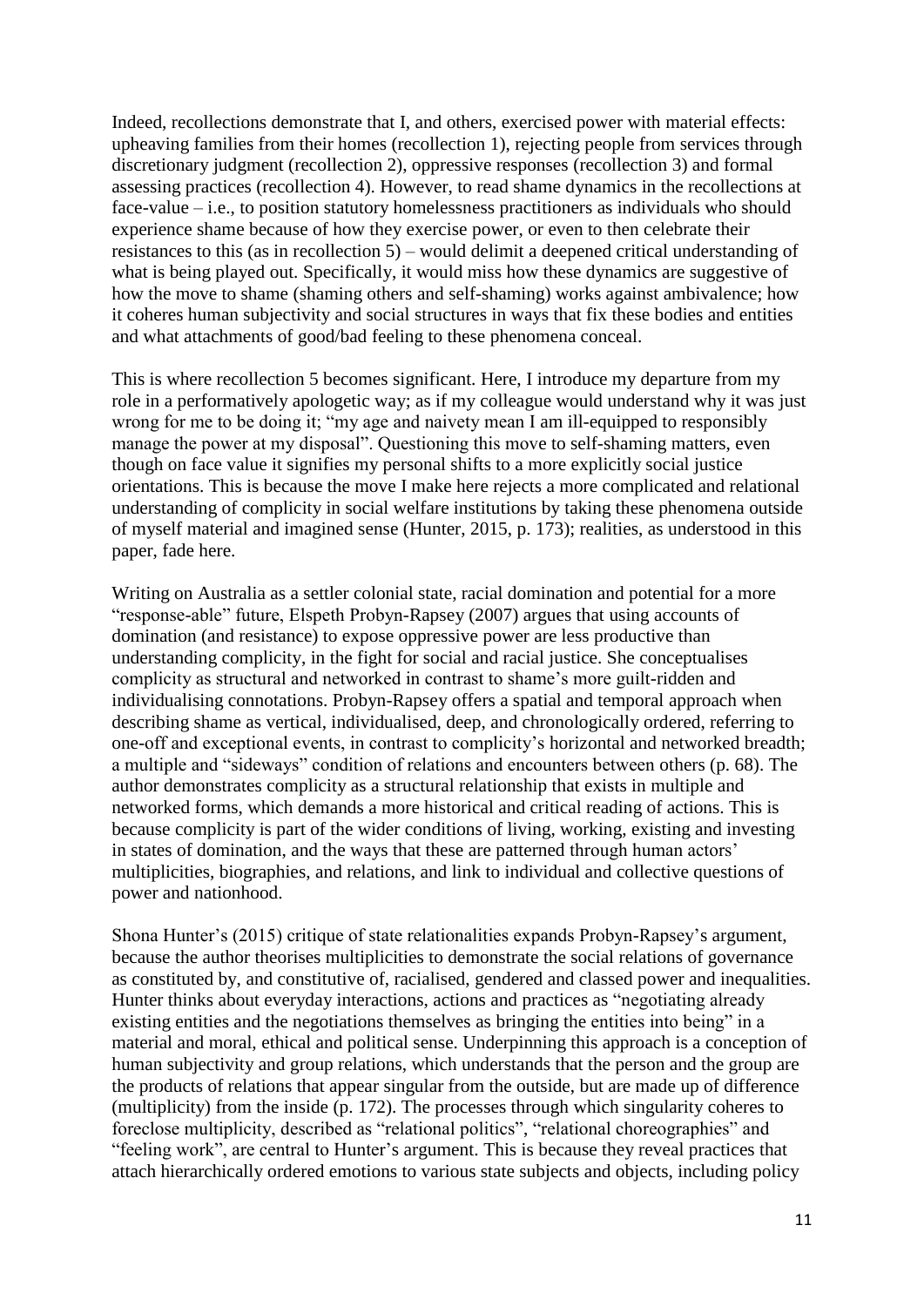Indeed, recollections demonstrate that I, and others, exercised power with material effects: upheaving families from their homes (recollection 1), rejecting people from services through discretionary judgment (recollection 2), oppressive responses (recollection 3) and formal assessing practices (recollection 4). However, to read shame dynamics in the recollections at face-value – i.e., to position statutory homelessness practitioners as individuals who should experience shame because of how they exercise power, or even to then celebrate their resistances to this (as in recollection 5) – would delimit a deepened critical understanding of what is being played out. Specifically, it would miss how these dynamics are suggestive of how the move to shame (shaming others and self-shaming) works against ambivalence; how it coheres human subjectivity and social structures in ways that fix these bodies and entities and what attachments of good/bad feeling to these phenomena conceal.

This is where recollection 5 becomes significant. Here, I introduce my departure from my role in a performatively apologetic way; as if my colleague would understand why it was just wrong for me to be doing it; "my age and naivety mean I am ill-equipped to responsibly manage the power at my disposal". Questioning this move to self-shaming matters, even though on face value it signifies my personal shifts to a more explicitly social justice orientations. This is because the move I make here rejects a more complicated and relational understanding of complicity in social welfare institutions by taking these phenomena outside of myself material and imagined sense (Hunter, 2015, p. 173); realities, as understood in this paper, fade here.

Writing on Australia as a settler colonial state, racial domination and potential for a more "response-able" future, Elspeth Probyn-Rapsey (2007) argues that using accounts of domination (and resistance) to expose oppressive power are less productive than understanding complicity, in the fight for social and racial justice. She conceptualises complicity as structural and networked in contrast to shame's more guilt-ridden and individualising connotations. Probyn-Rapsey offers a spatial and temporal approach when describing shame as vertical, individualised, deep, and chronologically ordered, referring to one-off and exceptional events, in contrast to complicity's horizontal and networked breadth; a multiple and "sideways" condition of relations and encounters between others (p. 68). The author demonstrates complicity as a structural relationship that exists in multiple and networked forms, which demands a more historical and critical reading of actions. This is because complicity is part of the wider conditions of living, working, existing and investing in states of domination, and the ways that these are patterned through human actors' multiplicities, biographies, and relations, and link to individual and collective questions of power and nationhood.

Shona Hunter's (2015) critique of state relationalities expands Probyn-Rapsey's argument, because the author theorises multiplicities to demonstrate the social relations of governance as constituted by, and constitutive of, racialised, gendered and classed power and inequalities. Hunter thinks about everyday interactions, actions and practices as "negotiating already existing entities and the negotiations themselves as bringing the entities into being" in a material and moral, ethical and political sense. Underpinning this approach is a conception of human subjectivity and group relations, which understands that the person and the group are the products of relations that appear singular from the outside, but are made up of difference (multiplicity) from the inside (p. 172). The processes through which singularity coheres to foreclose multiplicity, described as "relational politics", "relational choreographies" and "feeling work", are central to Hunter's argument. This is because they reveal practices that attach hierarchically ordered emotions to various state subjects and objects, including policy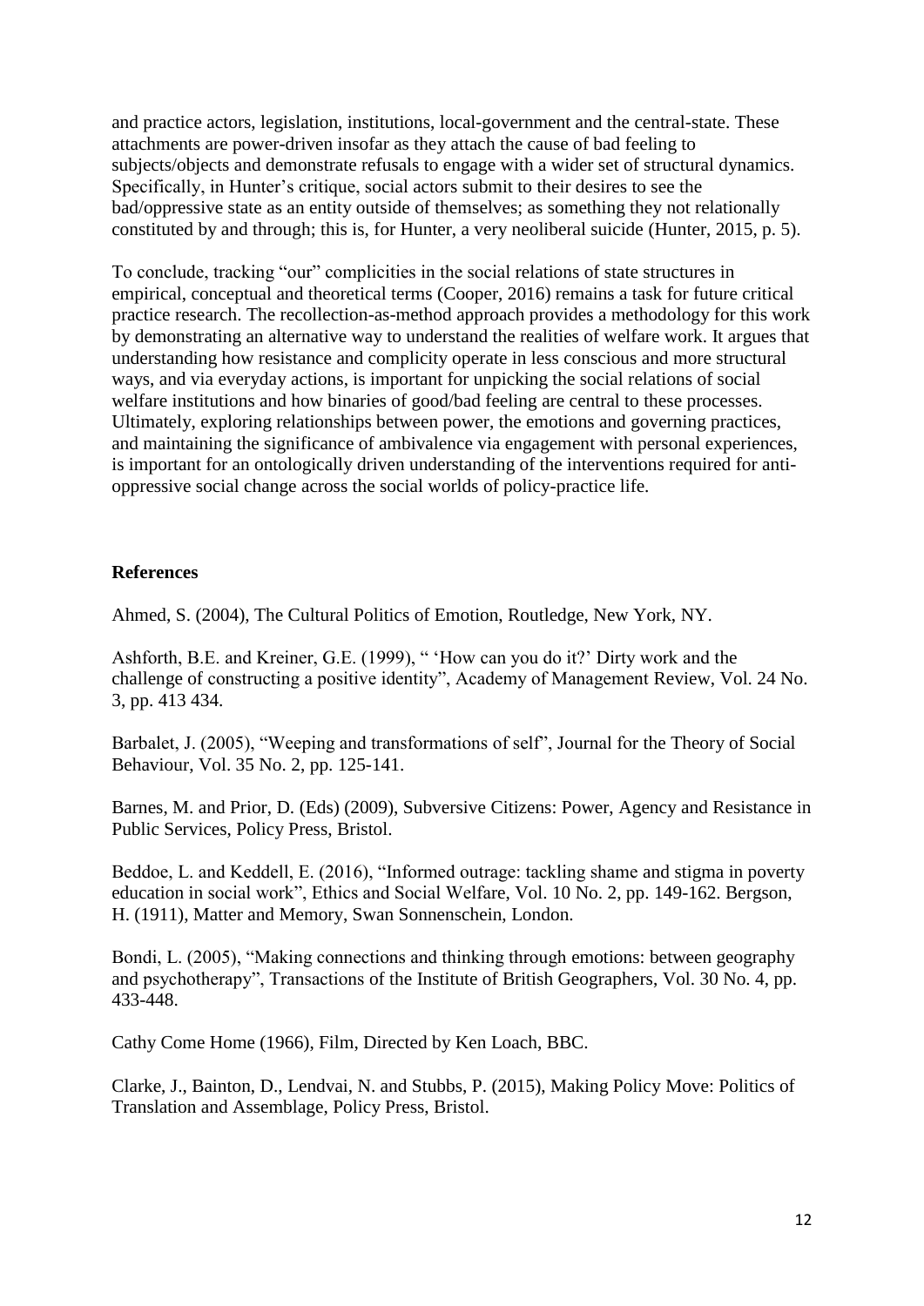and practice actors, legislation, institutions, local-government and the central-state. These attachments are power-driven insofar as they attach the cause of bad feeling to subjects/objects and demonstrate refusals to engage with a wider set of structural dynamics. Specifically, in Hunter's critique, social actors submit to their desires to see the bad/oppressive state as an entity outside of themselves; as something they not relationally constituted by and through; this is, for Hunter, a very neoliberal suicide (Hunter, 2015, p. 5).

To conclude, tracking "our" complicities in the social relations of state structures in empirical, conceptual and theoretical terms (Cooper, 2016) remains a task for future critical practice research. The recollection-as-method approach provides a methodology for this work by demonstrating an alternative way to understand the realities of welfare work. It argues that understanding how resistance and complicity operate in less conscious and more structural ways, and via everyday actions, is important for unpicking the social relations of social welfare institutions and how binaries of good/bad feeling are central to these processes. Ultimately, exploring relationships between power, the emotions and governing practices, and maintaining the significance of ambivalence via engagement with personal experiences, is important for an ontologically driven understanding of the interventions required for anti-oppressive social change across the social worlds of policy-practice life.

**References**

Ahmed, S. (2004), The Cultural Politics of Emotion, Routledge, New York, NY.

Ashforth, B.E. and Kreiner, G.E. (1999), " 'How can you do it?' Dirty work and the challenge of constructing a positive identity", Academy of Management Review, Vol. 24 No. 3, pp. 413 434.

Barbalet, J. (2005), "Weeping and transformations of self", Journal for the Theory of Social Behaviour, Vol. 35 No. 2, pp. 125-141.

Barnes, M. and Prior, D. (Eds) (2009), Subversive Citizens: Power, Agency and Resistance in Public Services, Policy Press, Bristol.

Beddoe, L. and Keddell, E. (2016), "Informed outrage: tackling shame and stigma in poverty education in social work", Ethics and Social Welfare, Vol. 10 No. 2, pp. 149-162. Bergson, H. (1911), Matter and Memory, Swan Sonnenschein, London.

Bondi, L. (2005), "Making connections and thinking through emotions: between geography and psychotherapy", Transactions of the Institute of British Geographers, Vol. 30 No. 4, pp. 433-448.

Cathy Come Home (1966), Film, Directed by Ken Loach, BBC.

Clarke, J., Bainton, D., Lendvai, N. and Stubbs, P. (2015), Making Policy Move: Politics of Translation and Assemblage, Policy Press, Bristol.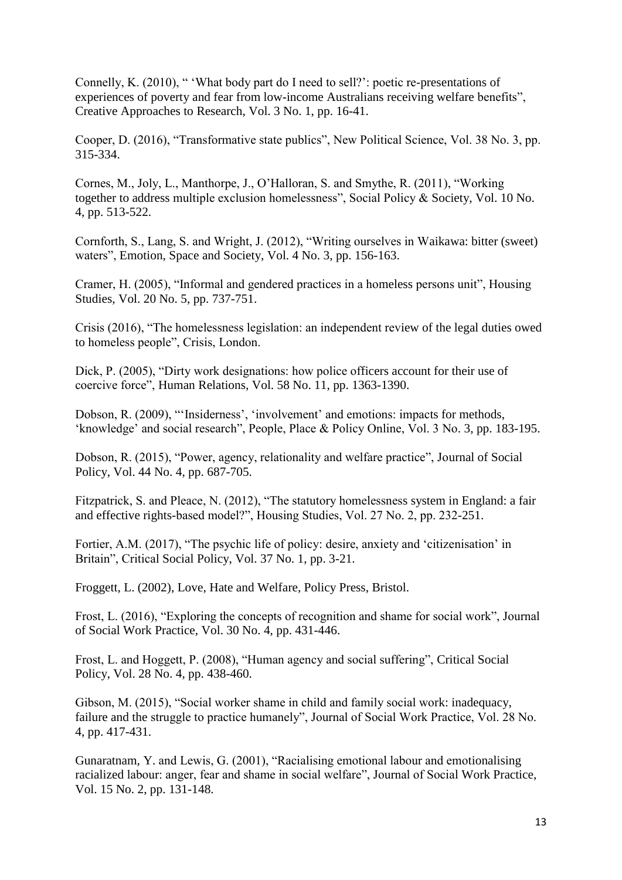Connelly, K. (2010), " 'What body part do I need to sell?': poetic re-presentations of experiences of poverty and fear from low-income Australians receiving welfare benefits", Creative Approaches to Research, Vol. 3 No. 1, pp. 16-41.

Cooper, D. (2016), "Transformative state publics", New Political Science, Vol. 38 No. 3, pp. 315-334.

Cornes, M., Joly, L., Manthorpe, J., O'Halloran, S. and Smythe, R. (2011), "Working together to address multiple exclusion homelessness", Social Policy & Society, Vol. 10 No. 4, pp. 513-522.

Cornforth, S., Lang, S. and Wright, J. (2012), "Writing ourselves in Waikawa: bitter (sweet) waters", Emotion, Space and Society, Vol. 4 No. 3, pp. 156-163.

Cramer, H. (2005), "Informal and gendered practices in a homeless persons unit", Housing Studies, Vol. 20 No. 5, pp. 737-751.

Crisis (2016), "The homelessness legislation: an independent review of the legal duties owed to homeless people", Crisis, London.

Dick, P. (2005), "Dirty work designations: how police officers account for their use of coercive force", Human Relations, Vol. 58 No. 11, pp. 1363-1390.

Dobson, R. (2009), "'Insiderness', 'involvement' and emotions: impacts for methods, 'knowledge' and social research", People, Place & Policy Online, Vol. 3 No. 3, pp. 183-195.

Dobson, R. (2015), "Power, agency, relationality and welfare practice", Journal of Social Policy, Vol. 44 No. 4, pp. 687-705.

Fitzpatrick, S. and Pleace, N. (2012), "The statutory homelessness system in England: a fair and effective rights-based model?", Housing Studies, Vol. 27 No. 2, pp. 232-251.

Fortier, A.M. (2017), "The psychic life of policy: desire, anxiety and 'citizenisation' in Britain", Critical Social Policy, Vol. 37 No. 1, pp. 3-21.

Froggett, L. (2002), Love, Hate and Welfare, Policy Press, Bristol.

Frost, L. (2016), "Exploring the concepts of recognition and shame for social work", Journal of Social Work Practice, Vol. 30 No. 4, pp. 431-446.

Frost, L. and Hoggett, P. (2008), "Human agency and social suffering", Critical Social Policy, Vol. 28 No. 4, pp. 438-460.

Gibson, M. (2015), "Social worker shame in child and family social work: inadequacy, failure and the struggle to practice humanely", Journal of Social Work Practice, Vol. 28 No. 4, pp. 417-431.

Gunaratnam, Y. and Lewis, G. (2001), "Racialising emotional labour and emotionalising racialized labour: anger, fear and shame in social welfare", Journal of Social Work Practice, Vol. 15 No. 2, pp. 131-148.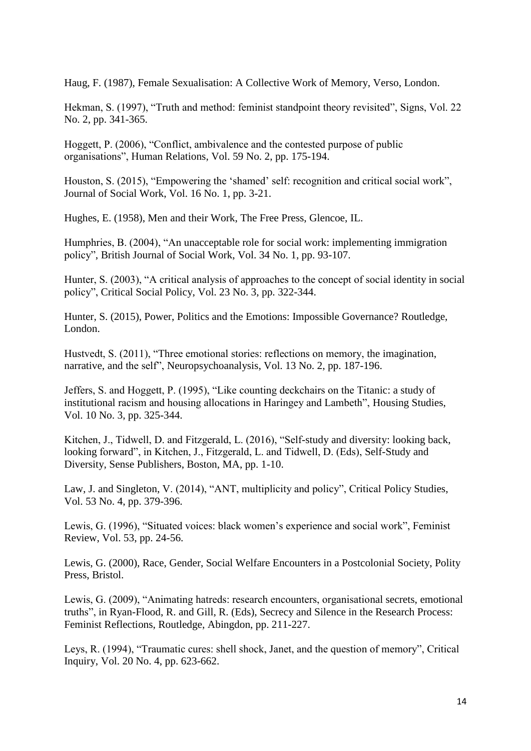Haug, F. (1987), Female Sexualisation: A Collective Work of Memory, Verso, London.

Hekman, S. (1997), "Truth and method: feminist standpoint theory revisited", Signs, Vol. 22 No. 2, pp. 341-365.

Hoggett, P. (2006), "Conflict, ambivalence and the contested purpose of public organisations", Human Relations, Vol. 59 No. 2, pp. 175-194.

Houston, S. (2015), "Empowering the 'shamed' self: recognition and critical social work", Journal of Social Work, Vol. 16 No. 1, pp. 3-21.

Hughes, E. (1958), Men and their Work, The Free Press, Glencoe, IL.

Humphries, B. (2004), "An unacceptable role for social work: implementing immigration policy", British Journal of Social Work, Vol. 34 No. 1, pp. 93-107.

Hunter, S. (2003), "A critical analysis of approaches to the concept of social identity in social policy", Critical Social Policy, Vol. 23 No. 3, pp. 322-344.

Hunter, S. (2015), Power, Politics and the Emotions: Impossible Governance? Routledge, London.

Hustvedt, S. (2011), "Three emotional stories: reflections on memory, the imagination, narrative, and the self", Neuropsychoanalysis, Vol. 13 No. 2, pp. 187-196.

Jeffers, S. and Hoggett, P. (1995), "Like counting deckchairs on the Titanic: a study of institutional racism and housing allocations in Haringey and Lambeth", Housing Studies, Vol. 10 No. 3, pp. 325-344.

Kitchen, J., Tidwell, D. and Fitzgerald, L. (2016), "Self-study and diversity: looking back, looking forward", in Kitchen, J., Fitzgerald, L. and Tidwell, D. (Eds), Self-Study and Diversity, Sense Publishers, Boston, MA, pp. 1-10.

Law, J. and Singleton, V. (2014), "ANT, multiplicity and policy", Critical Policy Studies, Vol. 53 No. 4, pp. 379-396.

Lewis, G. (1996), "Situated voices: black women's experience and social work", Feminist Review, Vol. 53, pp. 24-56.

Lewis, G. (2000), Race, Gender, Social Welfare Encounters in a Postcolonial Society, Polity Press, Bristol.

Lewis, G. (2009), "Animating hatreds: research encounters, organisational secrets, emotional truths", in Ryan-Flood, R. and Gill, R. (Eds), Secrecy and Silence in the Research Process: Feminist Reflections, Routledge, Abingdon, pp. 211-227.

Leys, R. (1994), "Traumatic cures: shell shock, Janet, and the question of memory", Critical Inquiry, Vol. 20 No. 4, pp. 623-662.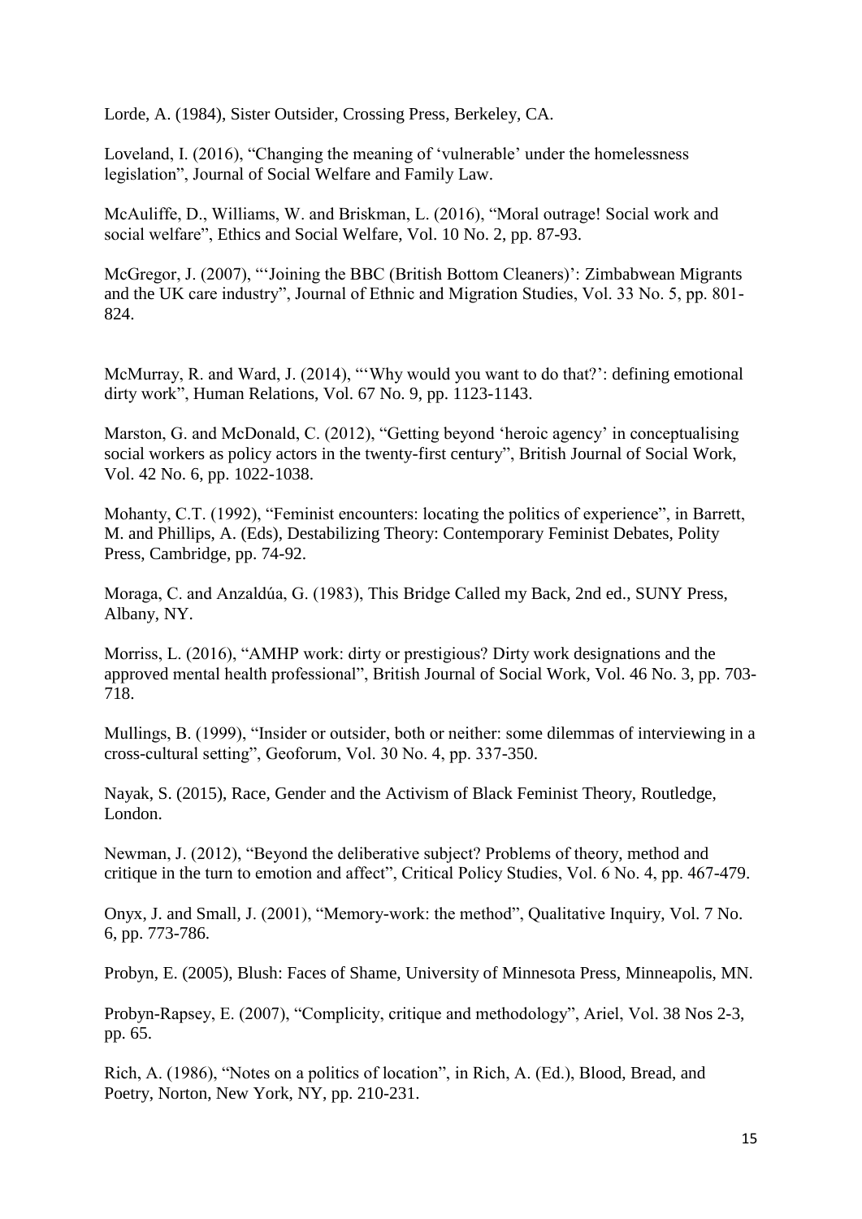Lorde, A. (1984), Sister Outsider, Crossing Press, Berkeley, CA.

Loveland, I. (2016), "Changing the meaning of 'vulnerable' under the homelessness legislation", Journal of Social Welfare and Family Law.

McAuliffe, D., Williams, W. and Briskman, L. (2016), "Moral outrage! Social work and social welfare", Ethics and Social Welfare, Vol. 10 No. 2, pp. 87-93.

McGregor, J. (2007), "'Joining the BBC (British Bottom Cleaners)': Zimbabwean Migrants and the UK care industry", Journal of Ethnic and Migration Studies, Vol. 33 No. 5, pp. 801-824.

McMurray, R. and Ward, J. (2014), "'Why would you want to do that?': defining emotional dirty work", Human Relations, Vol. 67 No. 9, pp. 1123-1143.

Marston, G. and McDonald, C. (2012), "Getting beyond 'heroic agency' in conceptualising social workers as policy actors in the twenty-first century", British Journal of Social Work, Vol. 42 No. 6, pp. 1022-1038.

Mohanty, C.T. (1992), "Feminist encounters: locating the politics of experience", in Barrett, M. and Phillips, A. (Eds), Destabilizing Theory: Contemporary Feminist Debates, Polity Press, Cambridge, pp. 74-92.

Moraga, C. and Anzaldúa, G. (1983), This Bridge Called my Back, 2nd ed., SUNY Press, Albany, NY.

Morriss, L. (2016), "AMHP work: dirty or prestigious? Dirty work designations and the approved mental health professional", British Journal of Social Work, Vol. 46 No. 3, pp. 703-718.

Mullings, B. (1999), "Insider or outsider, both or neither: some dilemmas of interviewing in a cross-cultural setting", Geoforum, Vol. 30 No. 4, pp. 337-350.

Nayak, S. (2015), Race, Gender and the Activism of Black Feminist Theory, Routledge, London.

Newman, J. (2012), "Beyond the deliberative subject? Problems of theory, method and critique in the turn to emotion and affect", Critical Policy Studies, Vol. 6 No. 4, pp. 467-479.

Onyx, J. and Small, J. (2001), "Memory-work: the method", Qualitative Inquiry, Vol. 7 No. 6, pp. 773-786.

Probyn, E. (2005), Blush: Faces of Shame, University of Minnesota Press, Minneapolis, MN.

Probyn-Rapsey, E. (2007), "Complicity, critique and methodology", Ariel, Vol. 38 Nos 2-3, pp. 65.

Rich, A. (1986), "Notes on a politics of location", in Rich, A. (Ed.), Blood, Bread, and Poetry, Norton, New York, NY, pp. 210-231.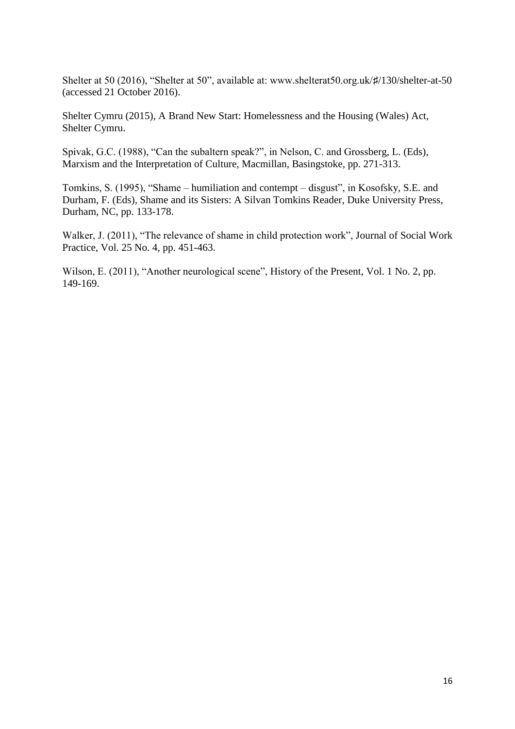Shelter at 50 (2016), “Shelter at 50”, available at: www.shelterat50.org.uk/♯/130/shelter-at-50 (accessed 21 October 2016).

Shelter Cymru (2015), A Brand New Start: Homelessness and the Housing (Wales) Act, Shelter Cymru.

Spivak, G.C. (1988), “Can the subaltern speak?”, in Nelson, C. and Grossberg, L. (Eds), Marxism and the Interpretation of Culture, Macmillan, Basingstoke, pp. 271-313.

Tomkins, S. (1995), “Shame – humiliation and contempt – disgust”, in Kosofsky, S.E. and Durham, F. (Eds), Shame and its Sisters: A Silvan Tomkins Reader, Duke University Press, Durham, NC, pp. 133-178.

Walker, J. (2011), “The relevance of shame in child protection work”, Journal of Social Work Practice, Vol. 25 No. 4, pp. 451-463.

Wilson, E. (2011), “Another neurological scene”, History of the Present, Vol. 1 No. 2, pp. 149-169.